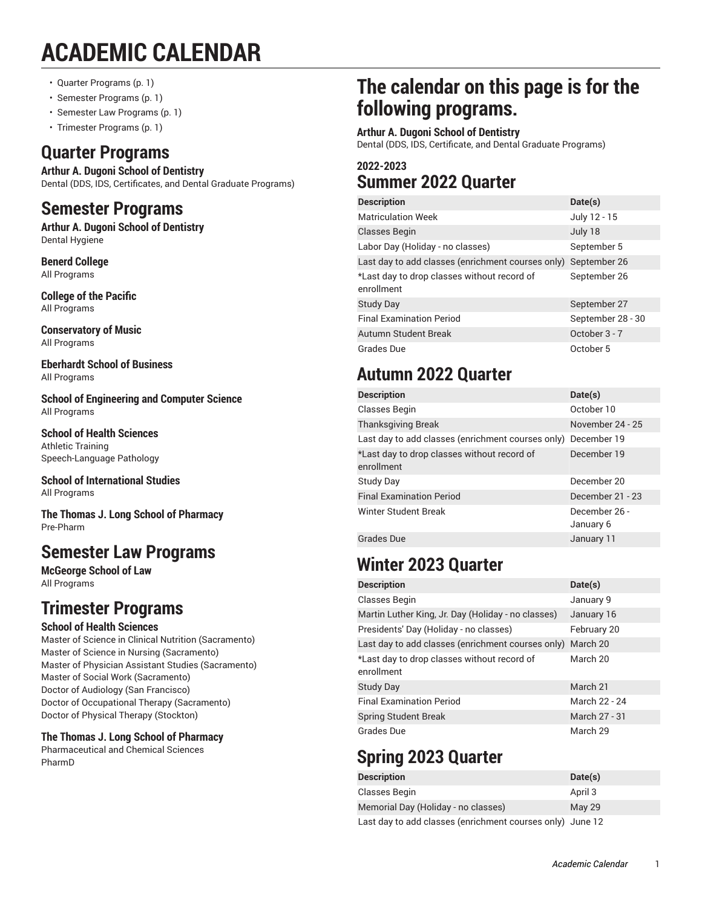# ACADEMIC CALENDAR

- Quarter Programs (p. 1)
- Semester Programs (p. 1)
- Semester Law Programs (p. 1)
- Trimester Programs (p. 1)

## Quarter Programs

**Arthur A. Dugoni School of Dentistry**
Dental (DDS, IDS, Certificates, and Dental Graduate Programs)

## Semester Programs

**Arthur A. Dugoni School of Dentistry**
Dental Hygiene

**Benerd College**
All Programs

**College of the Pacific**
All Programs

**Conservatory of Music**
All Programs

**Eberhardt School of Business**
All Programs

**School of Engineering and Computer Science**
All Programs

**School of Health Sciences**
Athletic Training
Speech-Language Pathology

**School of International Studies**
All Programs

**The Thomas J. Long School of Pharmacy**
Pre-Pharm

## Semester Law Programs

**McGeorge School of Law**
All Programs

## Trimester Programs

**School of Health Sciences**
Master of Science in Clinical Nutrition (Sacramento)
Master of Science in Nursing (Sacramento)
Master of Physician Assistant Studies (Sacramento)
Master of Social Work (Sacramento)
Doctor of Audiology (San Francisco)
Doctor of Occupational Therapy (Sacramento)
Doctor of Physical Therapy (Stockton)

**The Thomas J. Long School of Pharmacy**
Pharmaceutical and Chemical Sciences
PharmD

## The calendar on this page is for the following programs.

**Arthur A. Dugoni School of Dentistry**
Dental (DDS, IDS, Certificate, and Dental Graduate Programs)

### 2022-2023

## Summer 2022 Quarter

| Description | Date(s) |
|---|---|
| Matriculation Week | July 12 - 15 |
| Classes Begin | July 18 |
| Labor Day (Holiday - no classes) | September 5 |
| Last day to add classes (enrichment courses only) | September 26 |
| *Last day to drop classes without record of enrollment | September 26 |
| Study Day | September 27 |
| Final Examination Period | September 28 - 30 |
| Autumn Student Break | October 3 - 7 |
| Grades Due | October 5 |

## Autumn 2022 Quarter

| Description | Date(s) |
|---|---|
| Classes Begin | October 10 |
| Thanksgiving Break | November 24 - 25 |
| Last day to add classes (enrichment courses only) | December 19 |
| *Last day to drop classes without record of enrollment | December 19 |
| Study Day | December 20 |
| Final Examination Period | December 21 - 23 |
| Winter Student Break | December 26 - January 6 |
| Grades Due | January 11 |

## Winter 2023 Quarter

| Description | Date(s) |
|---|---|
| Classes Begin | January 9 |
| Martin Luther King, Jr. Day (Holiday - no classes) | January 16 |
| Presidents' Day (Holiday - no classes) | February 20 |
| Last day to add classes (enrichment courses only) | March 20 |
| *Last day to drop classes without record of enrollment | March 20 |
| Study Day | March 21 |
| Final Examination Period | March 22 - 24 |
| Spring Student Break | March 27 - 31 |
| Grades Due | March 29 |

## Spring 2023 Quarter

| Description | Date(s) |
|---|---|
| Classes Begin | April 3 |
| Memorial Day (Holiday - no classes) | May 29 |
| Last day to add classes (enrichment courses only) | June 12 |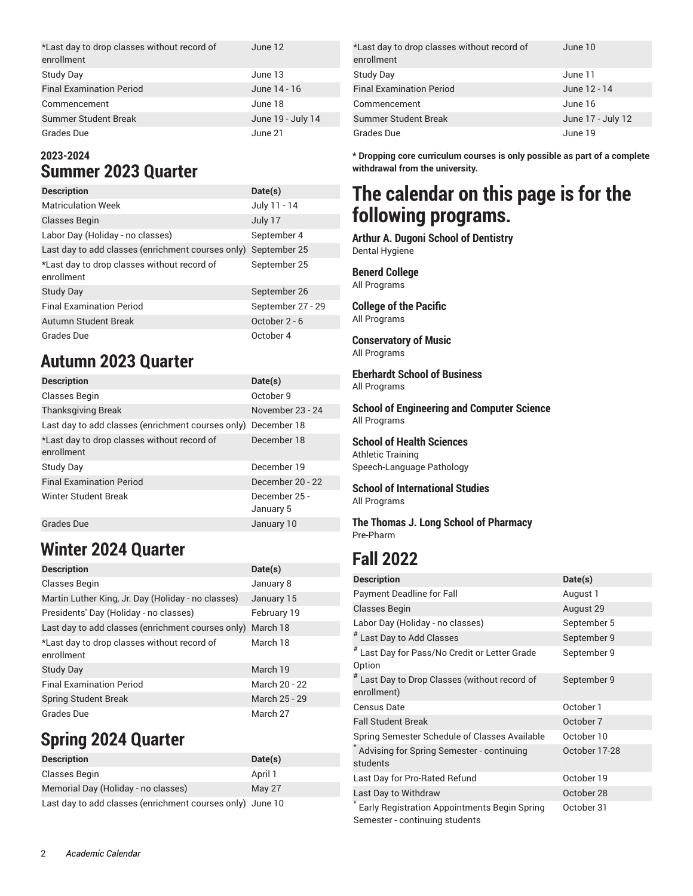| | |
|---|---|
| *Last day to drop classes without record of enrollment | June 12 |
| Study Day | June 13 |
| Final Examination Period | June 14 - 16 |
| Commencement | June 18 |
| Summer Student Break | June 19 - July 14 |
| Grades Due | June 21 |

### 2023-2024

## Summer 2023 Quarter

| Description | Date(s) |
|---|---|
| Matriculation Week | July 11 - 14 |
| Classes Begin | July 17 |
| Labor Day (Holiday - no classes) | September 4 |
| Last day to add classes (enrichment courses only) | September 25 |
| *Last day to drop classes without record of enrollment | September 25 |
| Study Day | September 26 |
| Final Examination Period | September 27 - 29 |
| Autumn Student Break | October 2 - 6 |
| Grades Due | October 4 |

## Autumn 2023 Quarter

| Description | Date(s) |
|---|---|
| Classes Begin | October 9 |
| Thanksgiving Break | November 23 - 24 |
| Last day to add classes (enrichment courses only) | December 18 |
| *Last day to drop classes without record of enrollment | December 18 |
| Study Day | December 19 |
| Final Examination Period | December 20 - 22 |
| Winter Student Break | December 25 - January 5 |
| Grades Due | January 10 |

## Winter 2024 Quarter

| Description | Date(s) |
|---|---|
| Classes Begin | January 8 |
| Martin Luther King, Jr. Day (Holiday - no classes) | January 15 |
| Presidents' Day (Holiday - no classes) | February 19 |
| Last day to add classes (enrichment courses only) | March 18 |
| *Last day to drop classes without record of enrollment | March 18 |
| Study Day | March 19 |
| Final Examination Period | March 20 - 22 |
| Spring Student Break | March 25 - 29 |
| Grades Due | March 27 |

## Spring 2024 Quarter

| Description | Date(s) |
|---|---|
| Classes Begin | April 1 |
| Memorial Day (Holiday - no classes) | May 27 |
| Last day to add classes (enrichment courses only) | June 10 |
| *Last day to drop classes without record of enrollment | June 10 |
| Study Day | June 11 |
| Final Examination Period | June 12 - 14 |
| Commencement | June 16 |
| Summer Student Break | June 17 - July 12 |
| Grades Due | June 19 |

**\* Dropping core curriculum courses is only possible as part of a complete withdrawal from the university.**

# The calendar on this page is for the following programs.

**Arthur A. Dugoni School of Dentistry**
Dental Hygiene

**Benerd College**
All Programs

**College of the Pacific**
All Programs

**Conservatory of Music**
All Programs

**Eberhardt School of Business**
All Programs

**School of Engineering and Computer Science**
All Programs

**School of Health Sciences**
Athletic Training
Speech-Language Pathology

**School of International Studies**
All Programs

**The Thomas J. Long School of Pharmacy**
Pre-Pharm

## Fall 2022

| Description | Date(s) |
|---|---|
| Payment Deadline for Fall | August 1 |
| Classes Begin | August 29 |
| Labor Day (Holiday - no classes) | September 5 |
| # Last Day to Add Classes | September 9 |
| # Last Day for Pass/No Credit or Letter Grade Option | September 9 |
| # Last Day to Drop Classes (without record of enrollment) | September 9 |
| Census Date | October 1 |
| Fall Student Break | October 7 |
| Spring Semester Schedule of Classes Available | October 10 |
| * Advising for Spring Semester - continuing students | October 17-28 |
| Last Day for Pro-Rated Refund | October 19 |
| Last Day to Withdraw | October 28 |
| * Early Registration Appointments Begin Spring Semester - continuing students | October 31 |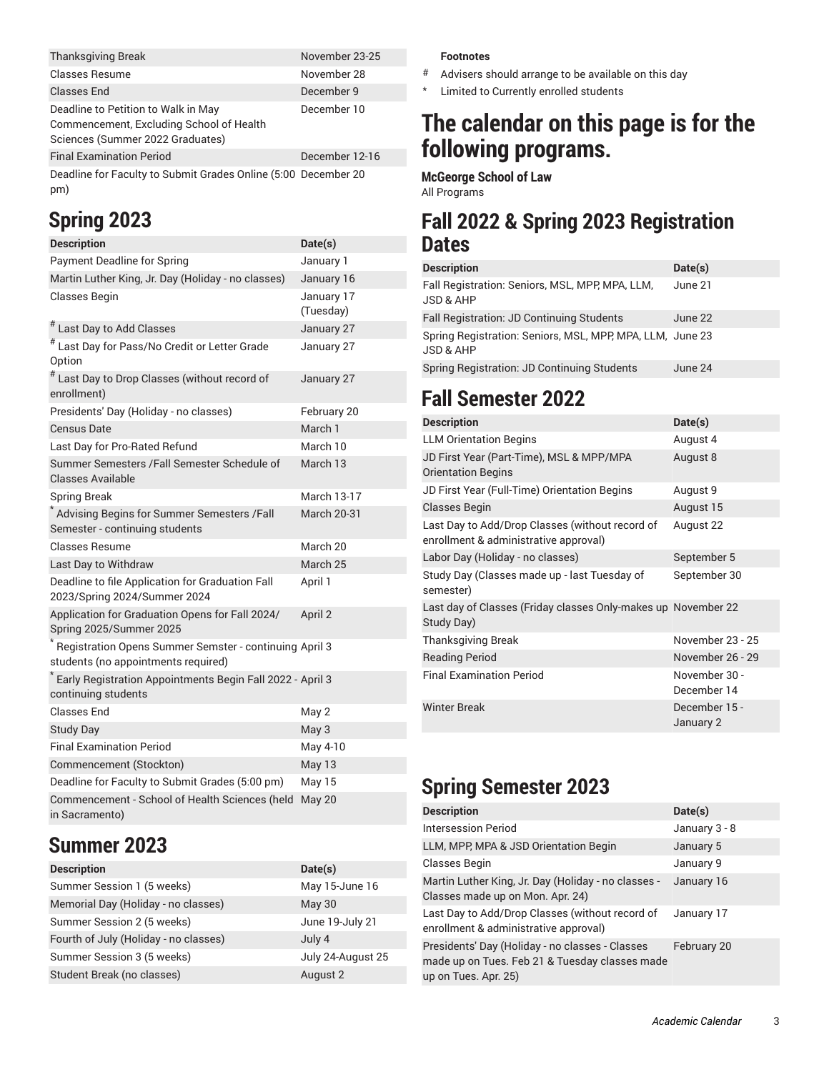| | |
|---|---|
| Thanksgiving Break | November 23-25 |
| Classes Resume | November 28 |
| Classes End | December 9 |
| Deadline to Petition to Walk in May Commencement, Excluding School of Health Sciences (Summer 2022 Graduates) | December 10 |
| Final Examination Period | December 12-16 |
| Deadline for Faculty to Submit Grades Online (5:00 pm) | December 20 |

## Spring 2023

| Description | Date(s) |
|---|---|
| Payment Deadline for Spring | January 1 |
| Martin Luther King, Jr. Day (Holiday - no classes) | January 16 |
| Classes Begin | January 17 (Tuesday) |
| # Last Day to Add Classes | January 27 |
| # Last Day for Pass/No Credit or Letter Grade Option | January 27 |
| # Last Day to Drop Classes (without record of enrollment) | January 27 |
| Presidents' Day (Holiday - no classes) | February 20 |
| Census Date | March 1 |
| Last Day for Pro-Rated Refund | March 10 |
| Summer Semesters /Fall Semester Schedule of Classes Available | March 13 |
| Spring Break | March 13-17 |
| * Advising Begins for Summer Semesters /Fall Semester - continuing students | March 20-31 |
| Classes Resume | March 20 |
| Last Day to Withdraw | March 25 |
| Deadline to file Application for Graduation Fall 2023/Spring 2024/Summer 2024 | April 1 |
| Application for Graduation Opens for Fall 2024/ Spring 2025/Summer 2025 | April 2 |
| * Registration Opens Summer Semster - continuing students (no appointments required) | April 3 |
| * Early Registration Appointments Begin Fall 2022 - continuing students | April 3 |
| Classes End | May 2 |
| Study Day | May 3 |
| Final Examination Period | May 4-10 |
| Commencement (Stockton) | May 13 |
| Deadline for Faculty to Submit Grades (5:00 pm) | May 15 |
| Commencement - School of Health Sciences (held in Sacramento) | May 20 |

## Summer 2023

| Description | Date(s) |
|---|---|
| Summer Session 1 (5 weeks) | May 15-June 16 |
| Memorial Day (Holiday - no classes) | May 30 |
| Summer Session 2 (5 weeks) | June 19-July 21 |
| Fourth of July (Holiday - no classes) | July 4 |
| Summer Session 3 (5 weeks) | July 24-August 25 |
| Student Break (no classes) | August 2 |

**Footnotes**

- # Advisers should arrange to be available on this day
- * Limited to Currently enrolled students

# The calendar on this page is for the following programs.

**McGeorge School of Law**
All Programs

## Fall 2022 & Spring 2023 Registration Dates

| Description | Date(s) |
|---|---|
| Fall Registration: Seniors, MSL, MPP, MPA, LLM, JSD & AHP | June 21 |
| Fall Registration: JD Continuing Students | June 22 |
| Spring Registration: Seniors, MSL, MPP, MPA, LLM, JSD & AHP | June 23 |
| Spring Registration: JD Continuing Students | June 24 |

## Fall Semester 2022

| Description | Date(s) |
|---|---|
| LLM Orientation Begins | August 4 |
| JD First Year (Part-Time), MSL & MPP/MPA Orientation Begins | August 8 |
| JD First Year (Full-Time) Orientation Begins | August 9 |
| Classes Begin | August 15 |
| Last Day to Add/Drop Classes (without record of enrollment & administrative approval) | August 22 |
| Labor Day (Holiday - no classes) | September 5 |
| Study Day (Classes made up - last Tuesday of semester) | September 30 |
| Last day of Classes (Friday classes Only-makes up Study Day) | November 22 |
| Thanksgiving Break | November 23 - 25 |
| Reading Period | November 26 - 29 |
| Final Examination Period | November 30 - December 14 |
| Winter Break | December 15 - January 2 |

## Spring Semester 2023

| Description | Date(s) |
|---|---|
| Intersession Period | January 3 - 8 |
| LLM, MPP, MPA & JSD Orientation Begin | January 5 |
| Classes Begin | January 9 |
| Martin Luther King, Jr. Day (Holiday - no classes - Classes made up on Mon. Apr. 24) | January 16 |
| Last Day to Add/Drop Classes (without record of enrollment & administrative approval) | January 17 |
| Presidents' Day (Holiday - no classes - Classes made up on Tues. Feb 21 & Tuesday classes made up on Tues. Apr. 25) | February 20 |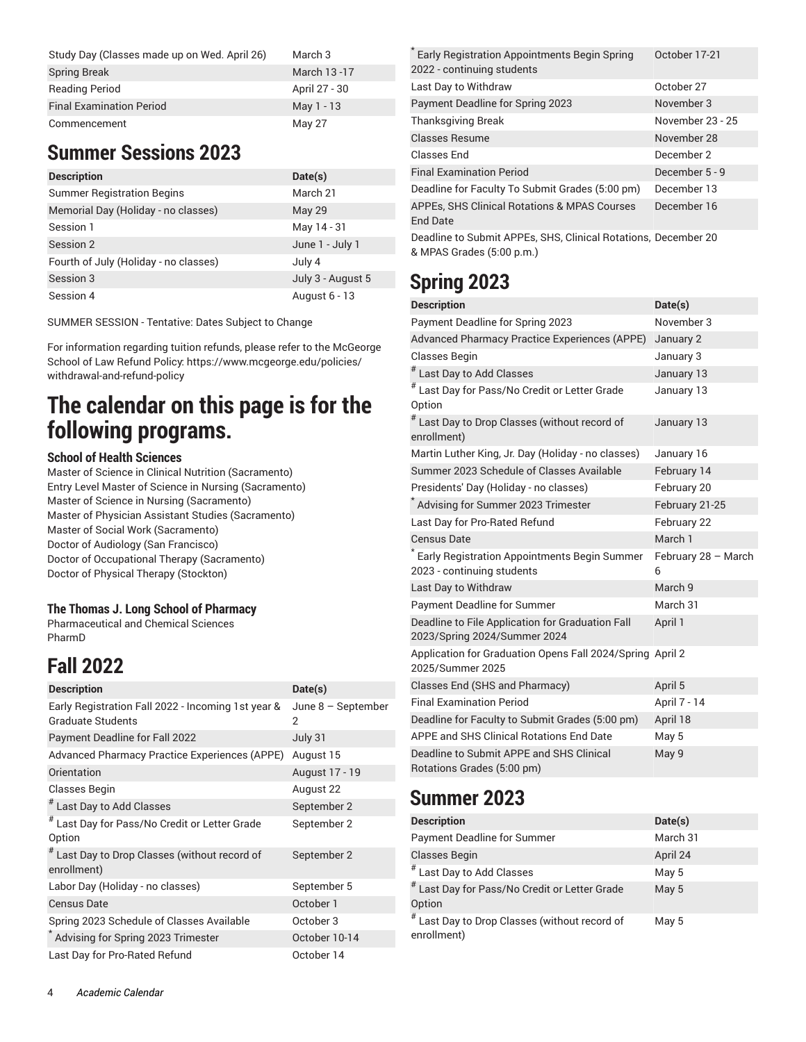| | |
|---|---|
| Study Day (Classes made up on Wed. April 26) | March 3 |
| Spring Break | March 13 -17 |
| Reading Period | April 27 - 30 |
| Final Examination Period | May 1 - 13 |
| Commencement | May 27 |

## Summer Sessions 2023

| Description | Date(s) |
|---|---|
| Summer Registration Begins | March 21 |
| Memorial Day (Holiday - no classes) | May 29 |
| Session 1 | May 14 - 31 |
| Session 2 | June 1 - July 1 |
| Fourth of July (Holiday - no classes) | July 4 |
| Session 3 | July 3 - August 5 |
| Session 4 | August 6 - 13 |

SUMMER SESSION - Tentative: Dates Subject to Change

For information regarding tuition refunds, please refer to the McGeorge School of Law Refund Policy: https://www.mcgeorge.edu/policies/withdrawal-and-refund-policy

# The calendar on this page is for the following programs.

### School of Health Sciences

Master of Science in Clinical Nutrition (Sacramento)
Entry Level Master of Science in Nursing (Sacramento)
Master of Science in Nursing (Sacramento)
Master of Physician Assistant Studies (Sacramento)
Master of Social Work (Sacramento)
Doctor of Audiology (San Francisco)
Doctor of Occupational Therapy (Sacramento)
Doctor of Physical Therapy (Stockton)

### The Thomas J. Long School of Pharmacy

Pharmaceutical and Chemical Sciences
PharmD

## Fall 2022

| Description | Date(s) |
|---|---|
| Early Registration Fall 2022 - Incoming 1st year & Graduate Students | June 8 – September 2 |
| Payment Deadline for Fall 2022 | July 31 |
| Advanced Pharmacy Practice Experiences (APPE) | August 15 |
| Orientation | August 17 - 19 |
| Classes Begin | August 22 |
| # Last Day to Add Classes | September 2 |
| # Last Day for Pass/No Credit or Letter Grade Option | September 2 |
| # Last Day to Drop Classes (without record of enrollment) | September 2 |
| Labor Day (Holiday - no classes) | September 5 |
| Census Date | October 1 |
| Spring 2023 Schedule of Classes Available | October 3 |
| * Advising for Spring 2023 Trimester | October 10-14 |
| Last Day for Pro-Rated Refund | October 14 |
| * Early Registration Appointments Begin Spring 2022 - continuing students | October 17-21 |
| Last Day to Withdraw | October 27 |
| Payment Deadline for Spring 2023 | November 3 |
| Thanksgiving Break | November 23 - 25 |
| Classes Resume | November 28 |
| Classes End | December 2 |
| Final Examination Period | December 5 - 9 |
| Deadline for Faculty To Submit Grades (5:00 pm) | December 13 |
| APPEs, SHS Clinical Rotations & MPAS Courses End Date | December 16 |
| Deadline to Submit APPEs, SHS, Clinical Rotations, & MPAS Grades (5:00 p.m.) | December 20 |

## Spring 2023

| Description | Date(s) |
|---|---|
| Payment Deadline for Spring 2023 | November 3 |
| Advanced Pharmacy Practice Experiences (APPE) | January 2 |
| Classes Begin | January 3 |
| # Last Day to Add Classes | January 13 |
| # Last Day for Pass/No Credit or Letter Grade Option | January 13 |
| # Last Day to Drop Classes (without record of enrollment) | January 13 |
| Martin Luther King, Jr. Day (Holiday - no classes) | January 16 |
| Summer 2023 Schedule of Classes Available | February 14 |
| Presidents' Day (Holiday - no classes) | February 20 |
| * Advising for Summer 2023 Trimester | February 21-25 |
| Last Day for Pro-Rated Refund | February 22 |
| Census Date | March 1 |
| * Early Registration Appointments Begin Summer 2023 - continuing students | February 28 – March 6 |
| Last Day to Withdraw | March 9 |
| Payment Deadline for Summer | March 31 |
| Deadline to File Application for Graduation Fall 2023/Spring 2024/Summer 2024 | April 1 |
| Application for Graduation Opens Fall 2024/Spring 2025/Summer 2025 | April 2 |
| Classes End (SHS and Pharmacy) | April 5 |
| Final Examination Period | April 7 - 14 |
| Deadline for Faculty to Submit Grades (5:00 pm) | April 18 |
| APPE and SHS Clinical Rotations End Date | May 5 |
| Deadline to Submit APPE and SHS Clinical Rotations Grades (5:00 pm) | May 9 |

## Summer 2023

| Description | Date(s) |
|---|---|
| Payment Deadline for Summer | March 31 |
| Classes Begin | April 24 |
| # Last Day to Add Classes | May 5 |
| # Last Day for Pass/No Credit or Letter Grade Option | May 5 |
| # Last Day to Drop Classes (without record of enrollment) | May 5 |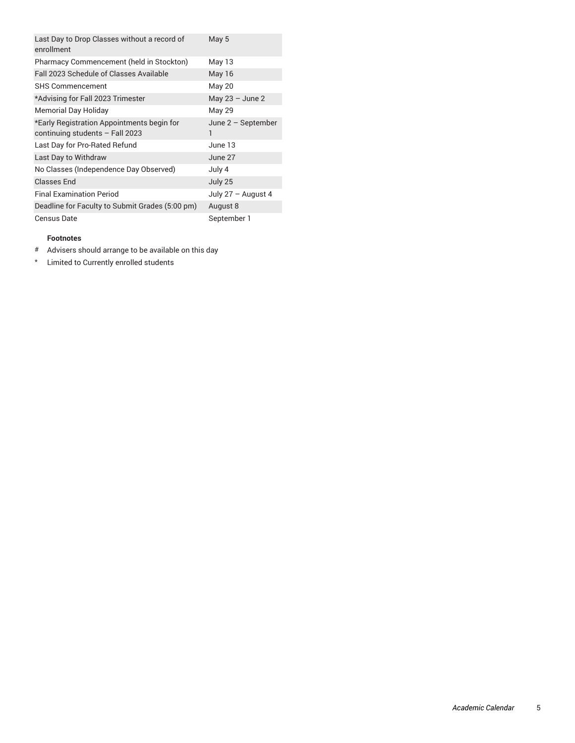| | |
|---|---|
| Last Day to Drop Classes without a record of enrollment | May 5 |
| Pharmacy Commencement (held in Stockton) | May 13 |
| Fall 2023 Schedule of Classes Available | May 16 |
| SHS Commencement | May 20 |
| *Advising for Fall 2023 Trimester | May 23 – June 2 |
| Memorial Day Holiday | May 29 |
| *Early Registration Appointments begin for continuing students – Fall 2023 | June 2 – September 1 |
| Last Day for Pro-Rated Refund | June 13 |
| Last Day to Withdraw | June 27 |
| No Classes (Independence Day Observed) | July 4 |
| Classes End | July 25 |
| Final Examination Period | July 27 – August 4 |
| Deadline for Faculty to Submit Grades (5:00 pm) | August 8 |
| Census Date | September 1 |

**Footnotes**

# Advisers should arrange to be available on this day

* Limited to Currently enrolled students